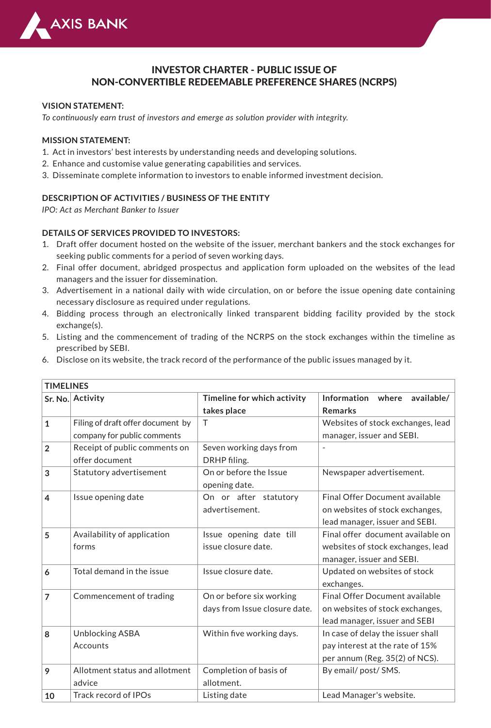# INVESTOR CHARTER - PUBLIC ISSUE OF NON-CONVERTIBLE REDEEMABLE PREFERENCE SHARES (NCRPS)

**VISION STATEMENT:**

*To continuously earn trust of investors and emerge as solution provider with integrity.*

**MISSION STATEMENT:**

1. Act in investors' best interests by understanding needs and developing solutions.
2. Enhance and customise value generating capabilities and services.
3. Disseminate complete information to investors to enable informed investment decision.

**DESCRIPTION OF ACTIVITIES / BUSINESS OF THE ENTITY**

*IPO: Act as Merchant Banker to Issuer*

**DETAILS OF SERVICES PROVIDED TO INVESTORS:**

1. Draft offer document hosted on the website of the issuer, merchant bankers and the stock exchanges for seeking public comments for a period of seven working days.
2. Final offer document, abridged prospectus and application form uploaded on the websites of the lead managers and the issuer for dissemination.
3. Advertisement in a national daily with wide circulation, on or before the issue opening date containing necessary disclosure as required under regulations.
4. Bidding process through an electronically linked transparent bidding facility provided by the stock exchange(s).
5. Listing and the commencement of trading of the NCRPS on the stock exchanges within the timeline as prescribed by SEBI.
6. Disclose on its website, the track record of the performance of the public issues managed by it.

| TIMELINES | | | |
|---|---|---|---|
| **Sr. No.** | **Activity** | **Timeline for which activity takes place** | **Information where available/ Remarks** |
| 1 | Filing of draft offer document by company for public comments | T | Websites of stock exchanges, lead manager, issuer and SEBI. |
| 2 | Receipt of public comments on offer document | Seven working days from DRHP filing. | - |
| 3 | Statutory advertisement | On or before the Issue opening date. | Newspaper advertisement. |
| 4 | Issue opening date | On or after statutory advertisement. | Final Offer Document available on websites of stock exchanges, lead manager, issuer and SEBI. |
| 5 | Availability of application forms | Issue opening date till issue closure date. | Final offer document available on websites of stock exchanges, lead manager, issuer and SEBI. |
| 6 | Total demand in the issue | Issue closure date. | Updated on websites of stock exchanges. |
| 7 | Commencement of trading | On or before six working days from Issue closure date. | Final Offer Document available on websites of stock exchanges, lead manager, issuer and SEBI |
| 8 | Unblocking ASBA Accounts | Within five working days. | In case of delay the issuer shall pay interest at the rate of 15% per annum (Reg. 35(2) of NCS). |
| 9 | Allotment status and allotment advice | Completion of basis of allotment. | By email/ post/ SMS. |
| 10 | Track record of IPOs | Listing date | Lead Manager's website. |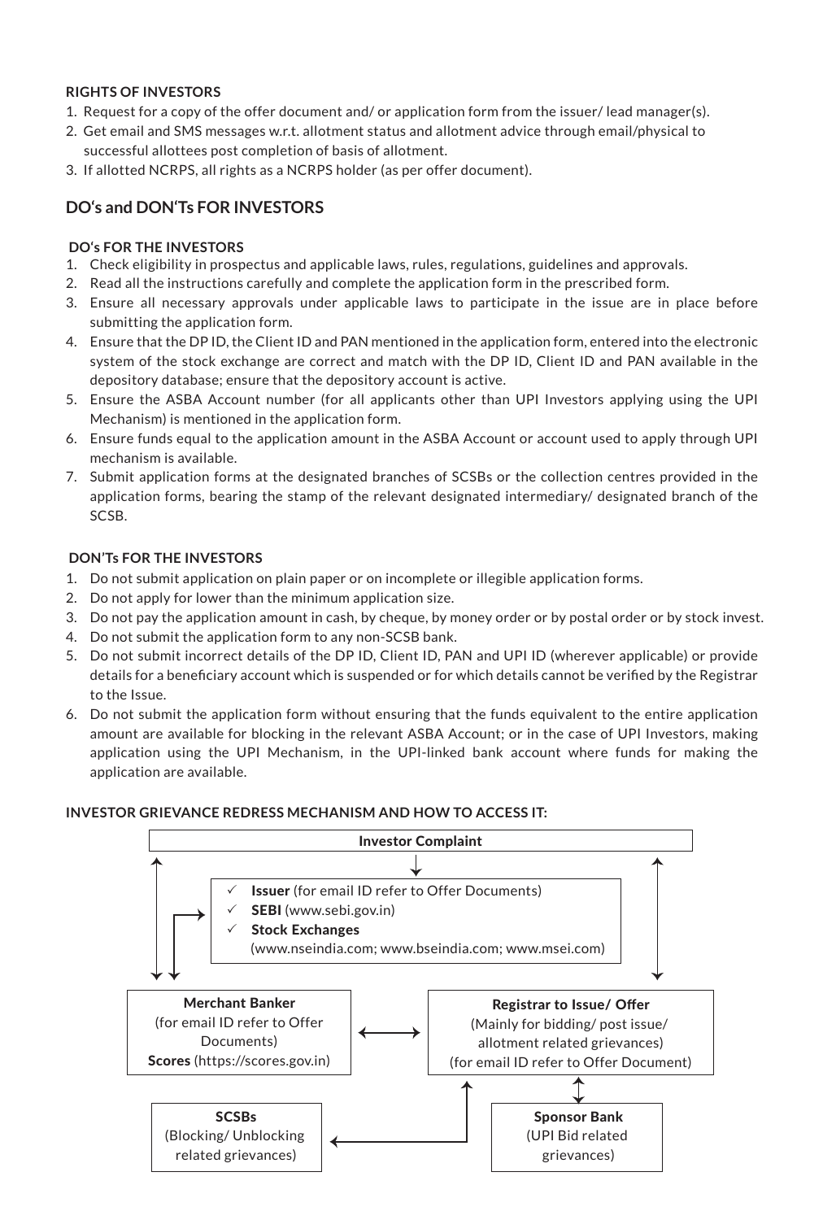**RIGHTS OF INVESTORS**

1. Request for a copy of the offer document and/ or application form from the issuer/ lead manager(s).
2. Get email and SMS messages w.r.t. allotment status and allotment advice through email/physical to successful allottees post completion of basis of allotment.
3. If allotted NCRPS, all rights as a NCRPS holder (as per offer document).

## DO's and DON'Ts FOR INVESTORS

**DO's FOR THE INVESTORS**

1. Check eligibility in prospectus and applicable laws, rules, regulations, guidelines and approvals.
2. Read all the instructions carefully and complete the application form in the prescribed form.
3. Ensure all necessary approvals under applicable laws to participate in the issue are in place before submitting the application form.
4. Ensure that the DP ID, the Client ID and PAN mentioned in the application form, entered into the electronic system of the stock exchange are correct and match with the DP ID, Client ID and PAN available in the depository database; ensure that the depository account is active.
5. Ensure the ASBA Account number (for all applicants other than UPI Investors applying using the UPI Mechanism) is mentioned in the application form.
6. Ensure funds equal to the application amount in the ASBA Account or account used to apply through UPI mechanism is available.
7. Submit application forms at the designated branches of SCSBs or the collection centres provided in the application forms, bearing the stamp of the relevant designated intermediary/ designated branch of the SCSB.

**DON'Ts FOR THE INVESTORS**

1. Do not submit application on plain paper or on incomplete or illegible application forms.
2. Do not apply for lower than the minimum application size.
3. Do not pay the application amount in cash, by cheque, by money order or by postal order or by stock invest.
4. Do not submit the application form to any non-SCSB bank.
5. Do not submit incorrect details of the DP ID, Client ID, PAN and UPI ID (wherever applicable) or provide details for a beneficiary account which is suspended or for which details cannot be verified by the Registrar to the Issue.
6. Do not submit the application form without ensuring that the funds equivalent to the entire application amount are available for blocking in the relevant ASBA Account; or in the case of UPI Investors, making application using the UPI Mechanism, in the UPI-linked bank account where funds for making the application are available.

**INVESTOR GRIEVANCE REDRESS MECHANISM AND HOW TO ACCESS IT:**

**Investor Complaint**

- **Issuer** (for email ID refer to Offer Documents)
- **SEBI** (www.sebi.gov.in)
- **Stock Exchanges** (www.nseindia.com; www.bseindia.com; www.msei.com)

**Merchant Banker** (for email ID refer to Offer Documents) **Scores** (https://scores.gov.in)

**Registrar to Issue/ Offer** (Mainly for bidding/ post issue/ allotment related grievances) (for email ID refer to Offer Document)

**SCSBs** (Blocking/ Unblocking related grievances)

**Sponsor Bank** (UPI Bid related grievances)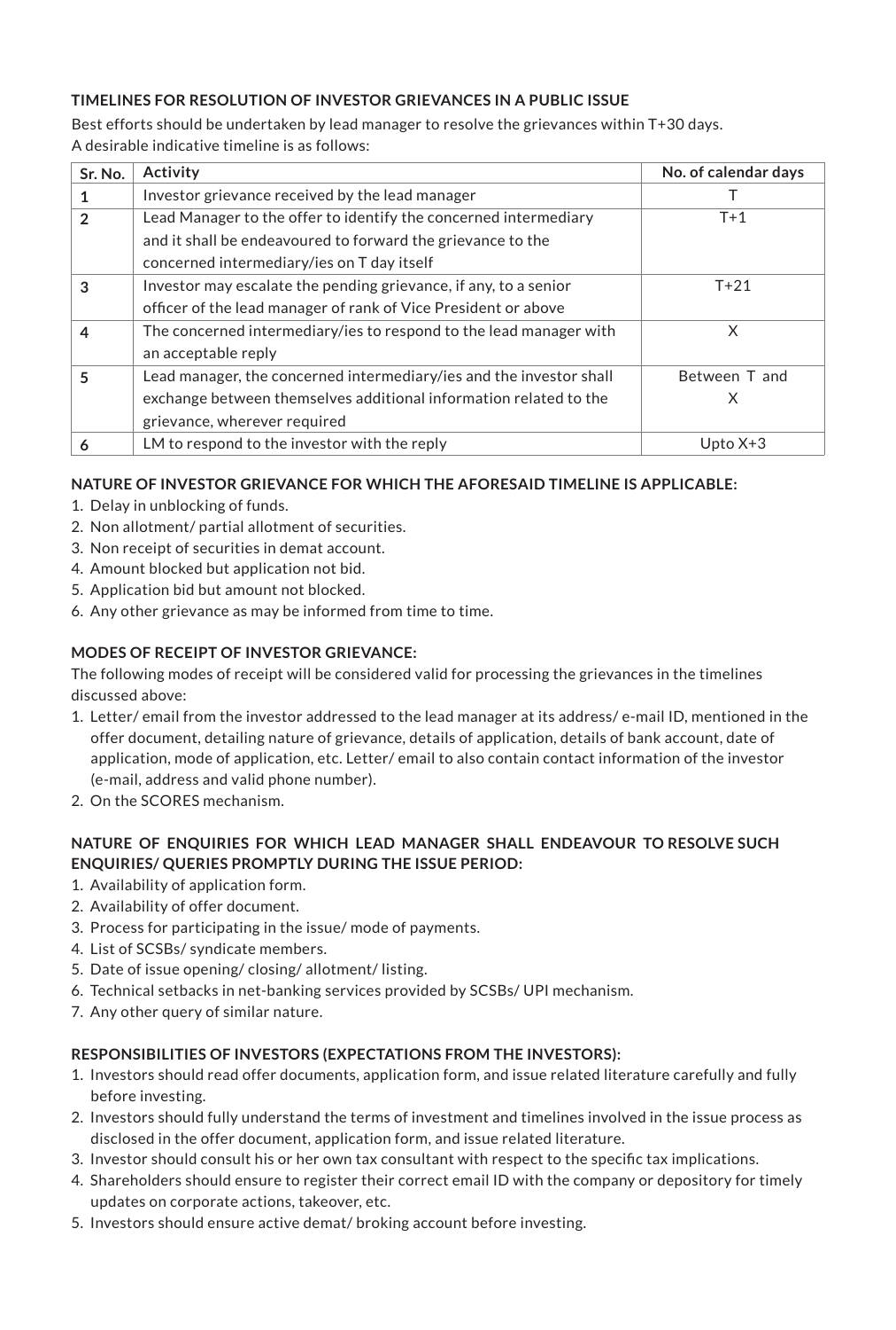### TIMELINES FOR RESOLUTION OF INVESTOR GRIEVANCES IN A PUBLIC ISSUE

Best efforts should be undertaken by lead manager to resolve the grievances within T+30 days.
A desirable indicative timeline is as follows:

| Sr. No. | Activity | No. of calendar days |
|---|---|---|
| 1 | Investor grievance received by the lead manager | T |
| 2 | Lead Manager to the offer to identify the concerned intermediary and it shall be endeavoured to forward the grievance to the concerned intermediary/ies on T day itself | T+1 |
| 3 | Investor may escalate the pending grievance, if any, to a senior officer of the lead manager of rank of Vice President or above | T+21 |
| 4 | The concerned intermediary/ies to respond to the lead manager with an acceptable reply | X |
| 5 | Lead manager, the concerned intermediary/ies and the investor shall exchange between themselves additional information related to the grievance, wherever required | Between T and X |
| 6 | LM to respond to the investor with the reply | Upto X+3 |

### NATURE OF INVESTOR GRIEVANCE FOR WHICH THE AFORESAID TIMELINE IS APPLICABLE:

1. Delay in unblocking of funds.
2. Non allotment/ partial allotment of securities.
3. Non receipt of securities in demat account.
4. Amount blocked but application not bid.
5. Application bid but amount not blocked.
6. Any other grievance as may be informed from time to time.

### MODES OF RECEIPT OF INVESTOR GRIEVANCE:

The following modes of receipt will be considered valid for processing the grievances in the timelines discussed above:

1. Letter/ email from the investor addressed to the lead manager at its address/ e-mail ID, mentioned in the offer document, detailing nature of grievance, details of application, details of bank account, date of application, mode of application, etc. Letter/ email to also contain contact information of the investor (e-mail, address and valid phone number).
2. On the SCORES mechanism.

### NATURE OF ENQUIRIES FOR WHICH LEAD MANAGER SHALL ENDEAVOUR TO RESOLVE SUCH ENQUIRIES/ QUERIES PROMPTLY DURING THE ISSUE PERIOD:

1. Availability of application form.
2. Availability of offer document.
3. Process for participating in the issue/ mode of payments.
4. List of SCSBs/ syndicate members.
5. Date of issue opening/ closing/ allotment/ listing.
6. Technical setbacks in net-banking services provided by SCSBs/ UPI mechanism.
7. Any other query of similar nature.

### RESPONSIBILITIES OF INVESTORS (EXPECTATIONS FROM THE INVESTORS):

1. Investors should read offer documents, application form, and issue related literature carefully and fully before investing.
2. Investors should fully understand the terms of investment and timelines involved in the issue process as disclosed in the offer document, application form, and issue related literature.
3. Investor should consult his or her own tax consultant with respect to the specific tax implications.
4. Shareholders should ensure to register their correct email ID with the company or depository for timely updates on corporate actions, takeover, etc.
5. Investors should ensure active demat/ broking account before investing.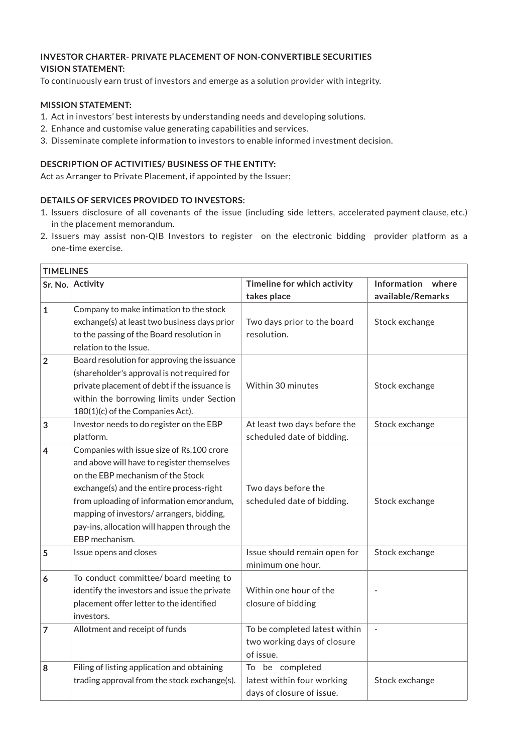**INVESTOR CHARTER- PRIVATE PLACEMENT OF NON-CONVERTIBLE SECURITIES**

**VISION STATEMENT:**

To continuously earn trust of investors and emerge as a solution provider with integrity.

**MISSION STATEMENT:**

1. Act in investors' best interests by understanding needs and developing solutions.
2. Enhance and customise value generating capabilities and services.
3. Disseminate complete information to investors to enable informed investment decision.

**DESCRIPTION OF ACTIVITIES/ BUSINESS OF THE ENTITY:**

Act as Arranger to Private Placement, if appointed by the Issuer;

**DETAILS OF SERVICES PROVIDED TO INVESTORS:**

1. Issuers disclosure of all covenants of the issue (including side letters, accelerated payment clause, etc.) in the placement memorandum.
2. Issuers may assist non-QIB Investors to register on the electronic bidding provider platform as a one-time exercise.

| **TIMELINES** | | | |
|---|---|---|---|
| **Sr. No.** | **Activity** | **Timeline for which activity takes place** | **Information where available/Remarks** |
| 1 | Company to make intimation to the stock exchange(s) at least two business days prior to the passing of the Board resolution in relation to the Issue. | Two days prior to the board resolution. | Stock exchange |
| 2 | Board resolution for approving the issuance (shareholder's approval is not required for private placement of debt if the issuance is within the borrowing limits under Section 180(1)(c) of the Companies Act). | Within 30 minutes | Stock exchange |
| 3 | Investor needs to do register on the EBP platform. | At least two days before the scheduled date of bidding. | Stock exchange |
| 4 | Companies with issue size of Rs.100 crore and above will have to register themselves on the EBP mechanism of the Stock exchange(s) and the entire process-right from uploading of information emorandum, mapping of investors/ arrangers, bidding, pay-ins, allocation will happen through the EBP mechanism. | Two days before the scheduled date of bidding. | Stock exchange |
| 5 | Issue opens and closes | Issue should remain open for minimum one hour. | Stock exchange |
| 6 | To conduct committee/ board meeting to identify the investors and issue the private placement offer letter to the identified investors. | Within one hour of the closure of bidding | - |
| 7 | Allotment and receipt of funds | To be completed latest within two working days of closure of issue. | - |
| 8 | Filing of listing application and obtaining trading approval from the stock exchange(s). | To be completed latest within four working days of closure of issue. | Stock exchange |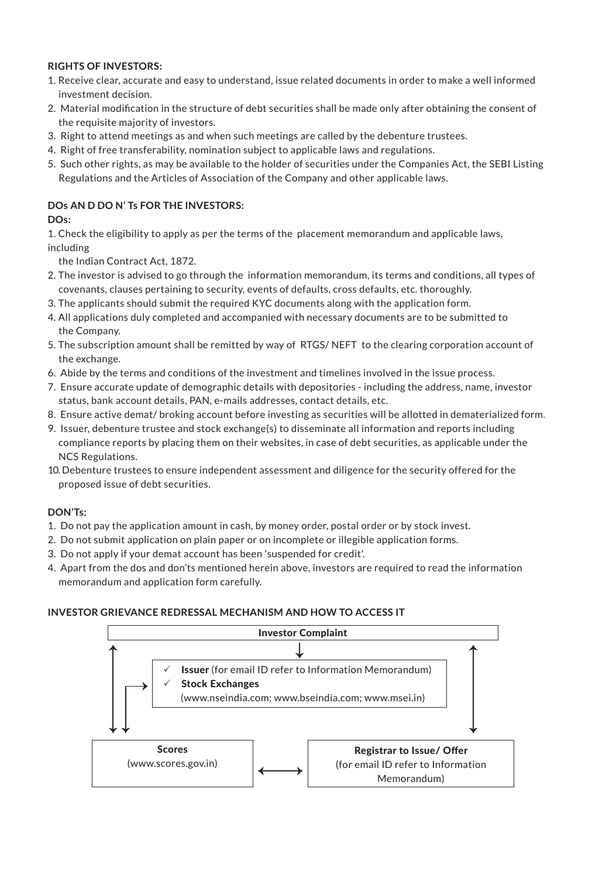**RIGHTS OF INVESTORS:**

1. Receive clear, accurate and easy to understand, issue related documents in order to make a well informed investment decision.
2. Material modification in the structure of debt securities shall be made only after obtaining the consent of the requisite majority of investors.
3. Right to attend meetings as and when such meetings are called by the debenture trustees.
4. Right of free transferability, nomination subject to applicable laws and regulations.
5. Such other rights, as may be available to the holder of securities under the Companies Act, the SEBI Listing Regulations and the Articles of Association of the Company and other applicable laws.

**DOs AN D DO N' Ts FOR THE INVESTORS:**

**DOs:**

1. Check the eligibility to apply as per the terms of the placement memorandum and applicable laws, including the Indian Contract Act, 1872.
2. The investor is advised to go through the information memorandum, its terms and conditions, all types of covenants, clauses pertaining to security, events of defaults, cross defaults, etc. thoroughly.
3. The applicants should submit the required KYC documents along with the application form.
4. All applications duly completed and accompanied with necessary documents are to be submitted to the Company.
5. The subscription amount shall be remitted by way of RTGS/ NEFT to the clearing corporation account of the exchange.
6. Abide by the terms and conditions of the investment and timelines involved in the issue process.
7. Ensure accurate update of demographic details with depositories - including the address, name, investor status, bank account details, PAN, e-mails addresses, contact details, etc.
8. Ensure active demat/ broking account before investing as securities will be allotted in dematerialized form.
9. Issuer, debenture trustee and stock exchange(s) to disseminate all information and reports including compliance reports by placing them on their websites, in case of debt securities, as applicable under the NCS Regulations.
10. Debenture trustees to ensure independent assessment and diligence for the security offered for the proposed issue of debt securities.

**DON'Ts:**

1. Do not pay the application amount in cash, by money order, postal order or by stock invest.
2. Do not submit application on plain paper or on incomplete or illegible application forms.
3. Do not apply if your demat account has been 'suspended for credit'.
4. Apart from the dos and don'ts mentioned herein above, investors are required to read the information memorandum and application form carefully.

**INVESTOR GRIEVANCE REDRESSAL MECHANISM AND HOW TO ACCESS IT**

**Investor Complaint**

- ✓ **Issuer** (for email ID refer to Information Memorandum)
- ✓ **Stock Exchanges** (www.nseindia.com; www.bseindia.com; www.msei.in)

**Scores** (www.scores.gov.in) ⟷ **Registrar to Issue/ Offer** (for email ID refer to Information Memorandum)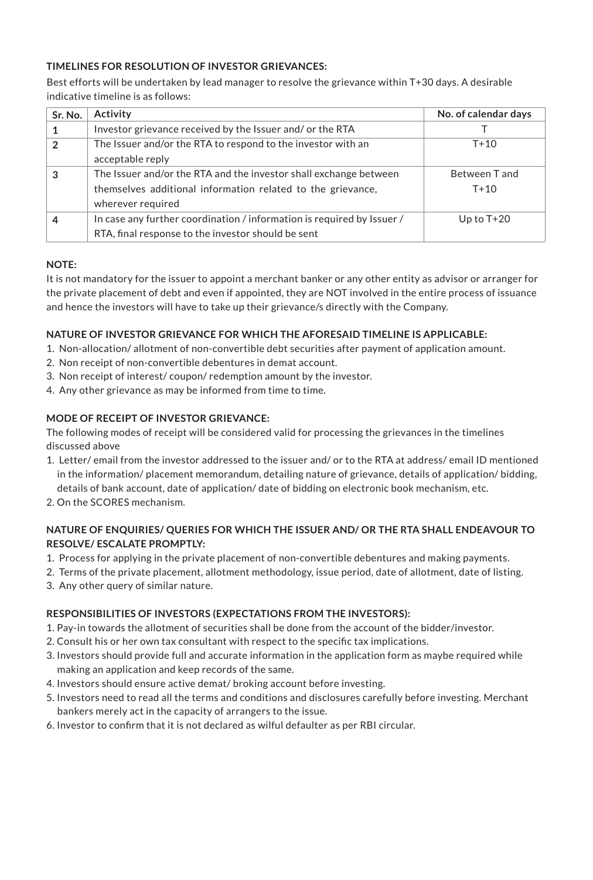**TIMELINES FOR RESOLUTION OF INVESTOR GRIEVANCES:**

Best efforts will be undertaken by lead manager to resolve the grievance within T+30 days. A desirable indicative timeline is as follows:

| Sr. No. | Activity | No. of calendar days |
|---|---|---|
| 1 | Investor grievance received by the Issuer and/ or the RTA | T |
| 2 | The Issuer and/or the RTA to respond to the investor with an acceptable reply | T+10 |
| 3 | The Issuer and/or the RTA and the investor shall exchange between themselves additional information related to the grievance, wherever required | Between T and T+10 |
| 4 | In case any further coordination / information is required by Issuer / RTA, final response to the investor should be sent | Up to T+20 |

**NOTE:**

It is not mandatory for the issuer to appoint a merchant banker or any other entity as advisor or arranger for the private placement of debt and even if appointed, they are NOT involved in the entire process of issuance and hence the investors will have to take up their grievance/s directly with the Company.

**NATURE OF INVESTOR GRIEVANCE FOR WHICH THE AFORESAID TIMELINE IS APPLICABLE:**

1. Non-allocation/ allotment of non-convertible debt securities after payment of application amount.
2. Non receipt of non-convertible debentures in demat account.
3. Non receipt of interest/ coupon/ redemption amount by the investor.
4. Any other grievance as may be informed from time to time.

**MODE OF RECEIPT OF INVESTOR GRIEVANCE:**

The following modes of receipt will be considered valid for processing the grievances in the timelines discussed above

1. Letter/ email from the investor addressed to the issuer and/ or to the RTA at address/ email ID mentioned in the information/ placement memorandum, detailing nature of grievance, details of application/ bidding, details of bank account, date of application/ date of bidding on electronic book mechanism, etc.
2. On the SCORES mechanism.

**NATURE OF ENQUIRIES/ QUERIES FOR WHICH THE ISSUER AND/ OR THE RTA SHALL ENDEAVOUR TO RESOLVE/ ESCALATE PROMPTLY:**

1. Process for applying in the private placement of non-convertible debentures and making payments.
2. Terms of the private placement, allotment methodology, issue period, date of allotment, date of listing.
3. Any other query of similar nature.

**RESPONSIBILITIES OF INVESTORS (EXPECTATIONS FROM THE INVESTORS):**

1. Pay-in towards the allotment of securities shall be done from the account of the bidder/investor.
2. Consult his or her own tax consultant with respect to the specific tax implications.
3. Investors should provide full and accurate information in the application form as maybe required while making an application and keep records of the same.
4. Investors should ensure active demat/ broking account before investing.
5. Investors need to read all the terms and conditions and disclosures carefully before investing. Merchant bankers merely act in the capacity of arrangers to the issue.
6. Investor to confirm that it is not declared as wilful defaulter as per RBI circular.